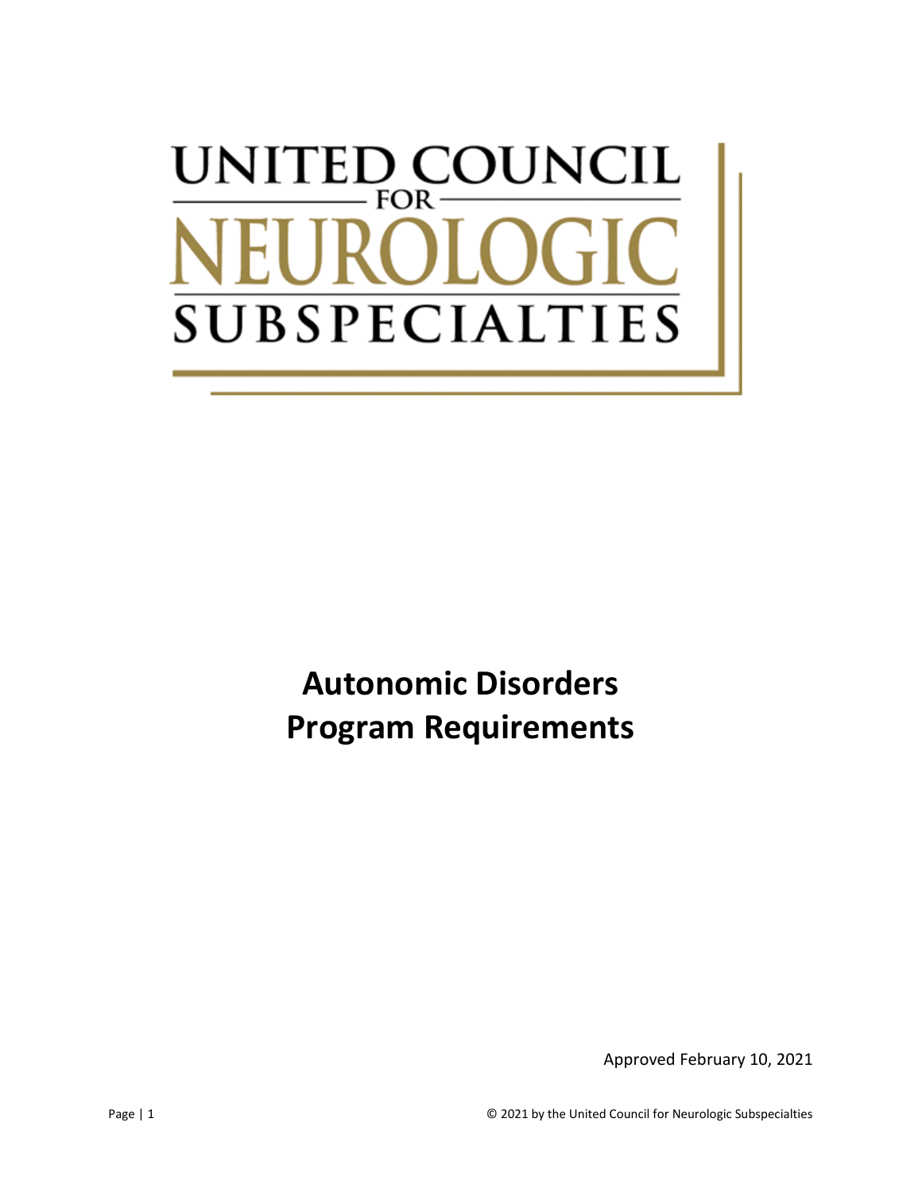UNITED COUNCIL FOR NEUROLOGIC SUBSPECIALTIES

# Autonomic Disorders Program Requirements

Approved February 10, 2021

© 2021 by the United Council for Neurologic Subspecialties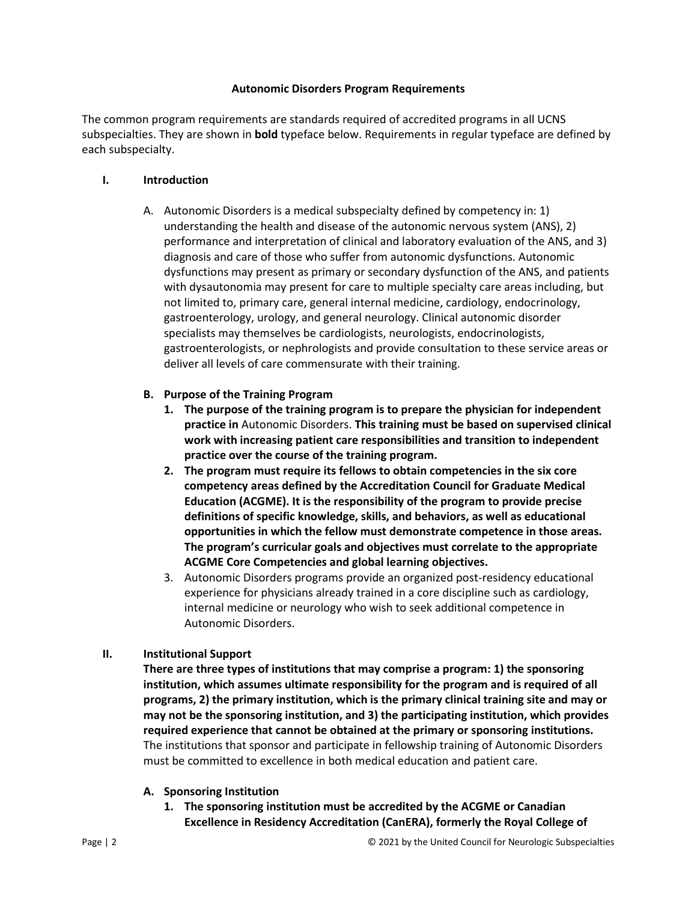**Autonomic Disorders Program Requirements**

The common program requirements are standards required of accredited programs in all UCNS subspecialties. They are shown in **bold** typeface below. Requirements in regular typeface are defined by each subspecialty.

## I. Introduction

A. Autonomic Disorders is a medical subspecialty defined by competency in: 1) understanding the health and disease of the autonomic nervous system (ANS), 2) performance and interpretation of clinical and laboratory evaluation of the ANS, and 3) diagnosis and care of those who suffer from autonomic dysfunctions. Autonomic dysfunctions may present as primary or secondary dysfunction of the ANS, and patients with dysautonomia may present for care to multiple specialty care areas including, but not limited to, primary care, general internal medicine, cardiology, endocrinology, gastroenterology, urology, and general neurology. Clinical autonomic disorder specialists may themselves be cardiologists, neurologists, endocrinologists, gastroenterologists, or nephrologists and provide consultation to these service areas or deliver all levels of care commensurate with their training.

**B. Purpose of the Training Program**

1. **The purpose of the training program is to prepare the physician for independent practice in** Autonomic Disorders. **This training must be based on supervised clinical work with increasing patient care responsibilities and transition to independent practice over the course of the training program.**
2. **The program must require its fellows to obtain competencies in the six core competency areas defined by the Accreditation Council for Graduate Medical Education (ACGME). It is the responsibility of the program to provide precise definitions of specific knowledge, skills, and behaviors, as well as educational opportunities in which the fellow must demonstrate competence in those areas. The program's curricular goals and objectives must correlate to the appropriate ACGME Core Competencies and global learning objectives.**
3. Autonomic Disorders programs provide an organized post-residency educational experience for physicians already trained in a core discipline such as cardiology, internal medicine or neurology who wish to seek additional competence in Autonomic Disorders.

## II. Institutional Support

**There are three types of institutions that may comprise a program: 1) the sponsoring institution, which assumes ultimate responsibility for the program and is required of all programs, 2) the primary institution, which is the primary clinical training site and may or may not be the sponsoring institution, and 3) the participating institution, which provides required experience that cannot be obtained at the primary or sponsoring institutions.** The institutions that sponsor and participate in fellowship training of Autonomic Disorders must be committed to excellence in both medical education and patient care.

**A. Sponsoring Institution**

1. **The sponsoring institution must be accredited by the ACGME or Canadian Excellence in Residency Accreditation (CanERA), formerly the Royal College of**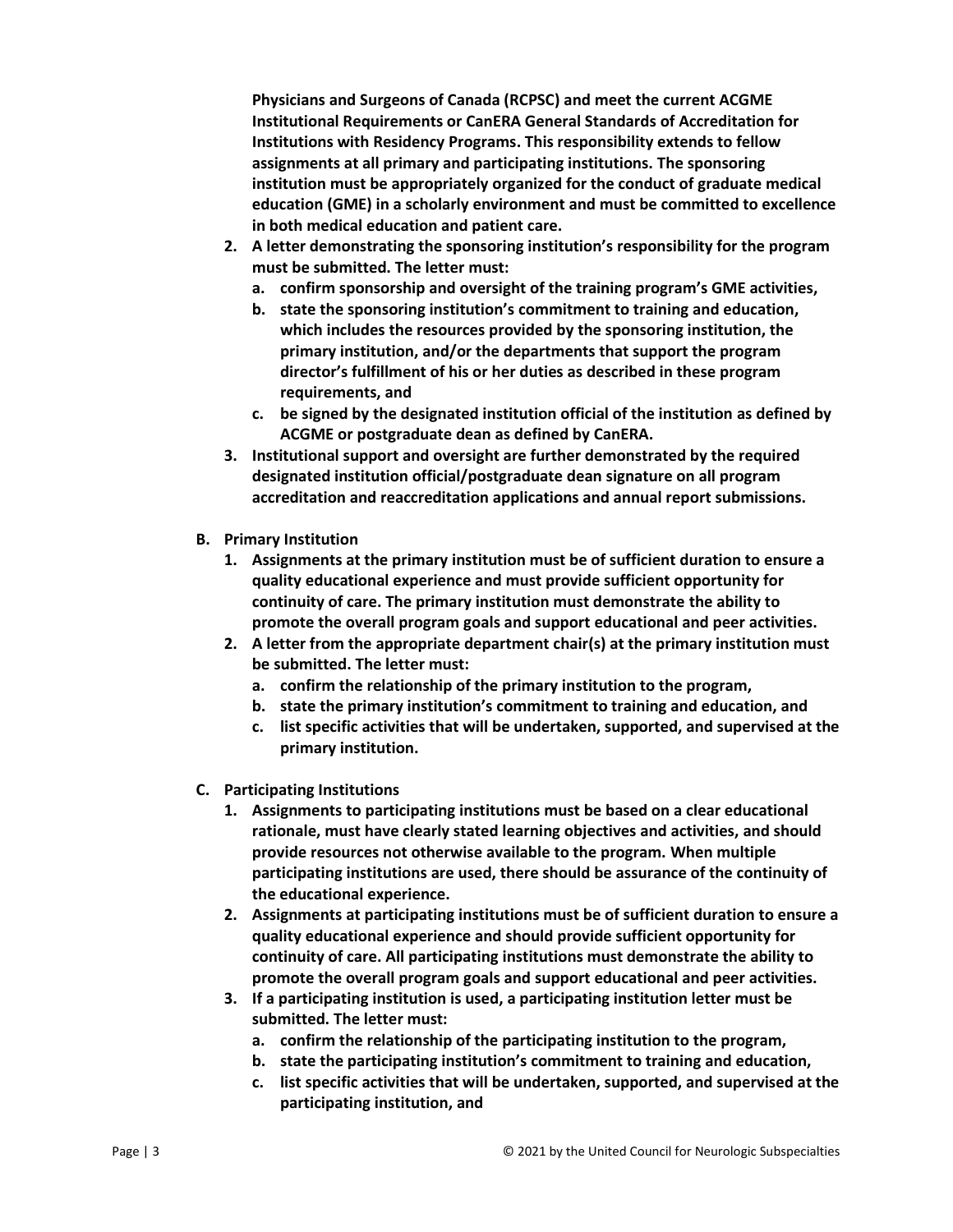**Physicians and Surgeons of Canada (RCPSC) and meet the current ACGME Institutional Requirements or CanERA General Standards of Accreditation for Institutions with Residency Programs. This responsibility extends to fellow assignments at all primary and participating institutions. The sponsoring institution must be appropriately organized for the conduct of graduate medical education (GME) in a scholarly environment and must be committed to excellence in both medical education and patient care.**

2. **A letter demonstrating the sponsoring institution's responsibility for the program must be submitted. The letter must:**
   a. **confirm sponsorship and oversight of the training program's GME activities,**
   b. **state the sponsoring institution's commitment to training and education, which includes the resources provided by the sponsoring institution, the primary institution, and/or the departments that support the program director's fulfillment of his or her duties as described in these program requirements, and**
   c. **be signed by the designated institution official of the institution as defined by ACGME or postgraduate dean as defined by CanERA.**
3. **Institutional support and oversight are further demonstrated by the required designated institution official/postgraduate dean signature on all program accreditation and reaccreditation applications and annual report submissions.**

**B. Primary Institution**

1. **Assignments at the primary institution must be of sufficient duration to ensure a quality educational experience and must provide sufficient opportunity for continuity of care. The primary institution must demonstrate the ability to promote the overall program goals and support educational and peer activities.**
2. **A letter from the appropriate department chair(s) at the primary institution must be submitted. The letter must:**
   a. **confirm the relationship of the primary institution to the program,**
   b. **state the primary institution's commitment to training and education, and**
   c. **list specific activities that will be undertaken, supported, and supervised at the primary institution.**

**C. Participating Institutions**

1. **Assignments to participating institutions must be based on a clear educational rationale, must have clearly stated learning objectives and activities, and should provide resources not otherwise available to the program. When multiple participating institutions are used, there should be assurance of the continuity of the educational experience.**
2. **Assignments at participating institutions must be of sufficient duration to ensure a quality educational experience and should provide sufficient opportunity for continuity of care. All participating institutions must demonstrate the ability to promote the overall program goals and support educational and peer activities.**
3. **If a participating institution is used, a participating institution letter must be submitted. The letter must:**
   a. **confirm the relationship of the participating institution to the program,**
   b. **state the participating institution's commitment to training and education,**
   c. **list specific activities that will be undertaken, supported, and supervised at the participating institution, and**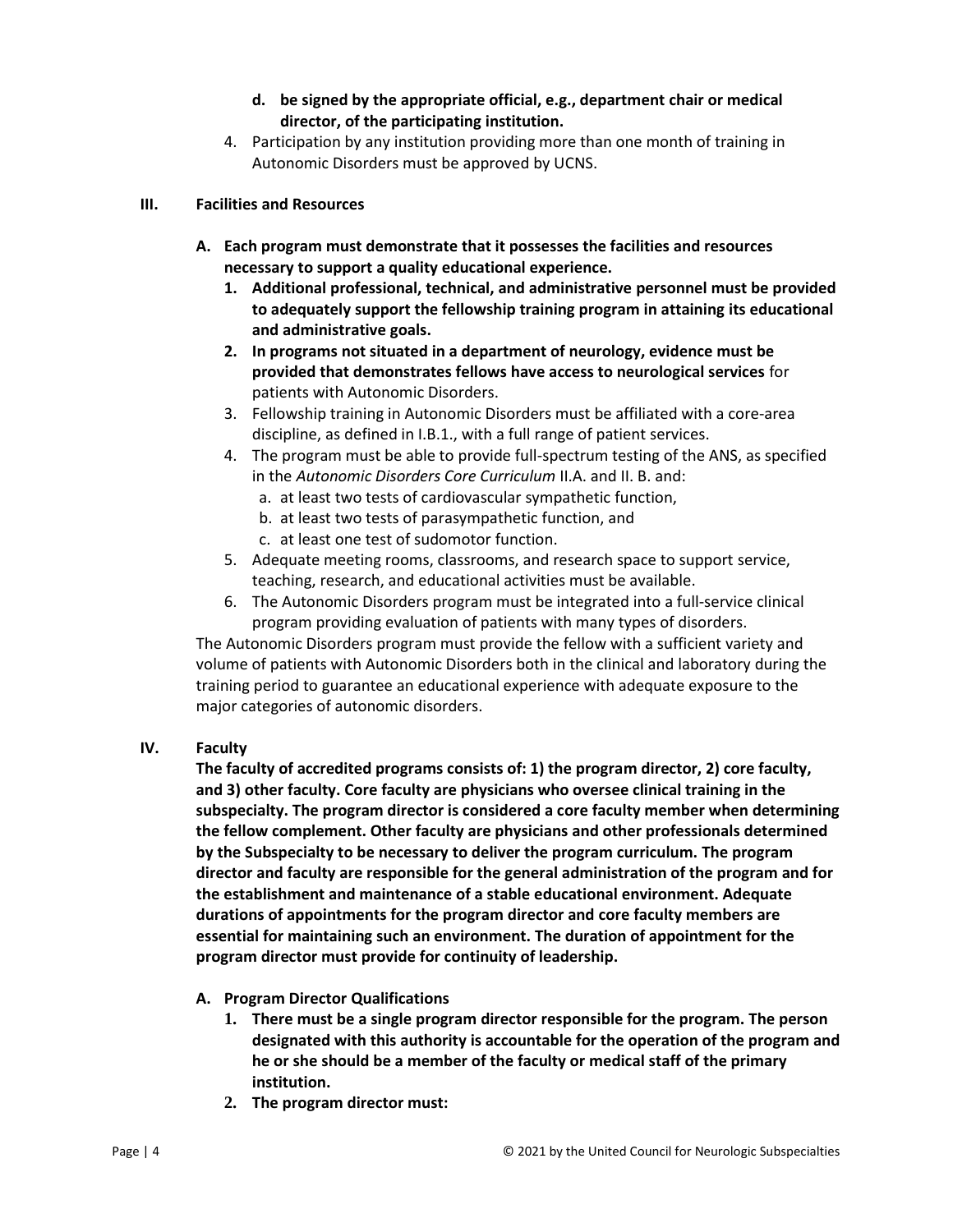- **d. be signed by the appropriate official, e.g., department chair or medical director, of the participating institution.**
4. Participation by any institution providing more than one month of training in Autonomic Disorders must be approved by UCNS.

### III. Facilities and Resources

**A. Each program must demonstrate that it possesses the facilities and resources necessary to support a quality educational experience.**

1. **Additional professional, technical, and administrative personnel must be provided to adequately support the fellowship training program in attaining its educational and administrative goals.**
2. **In programs not situated in a department of neurology, evidence must be provided that demonstrates fellows have access to neurological services** for patients with Autonomic Disorders.
3. Fellowship training in Autonomic Disorders must be affiliated with a core-area discipline, as defined in I.B.1., with a full range of patient services.
4. The program must be able to provide full-spectrum testing of the ANS, as specified in the *Autonomic Disorders Core Curriculum* II.A. and II. B. and:
   - a. at least two tests of cardiovascular sympathetic function,
   - b. at least two tests of parasympathetic function, and
   - c. at least one test of sudomotor function.
5. Adequate meeting rooms, classrooms, and research space to support service, teaching, research, and educational activities must be available.
6. The Autonomic Disorders program must be integrated into a full-service clinical program providing evaluation of patients with many types of disorders.

The Autonomic Disorders program must provide the fellow with a sufficient variety and volume of patients with Autonomic Disorders both in the clinical and laboratory during the training period to guarantee an educational experience with adequate exposure to the major categories of autonomic disorders.

### IV. Faculty

**The faculty of accredited programs consists of: 1) the program director, 2) core faculty, and 3) other faculty. Core faculty are physicians who oversee clinical training in the subspecialty. The program director is considered a core faculty member when determining the fellow complement. Other faculty are physicians and other professionals determined by the Subspecialty to be necessary to deliver the program curriculum. The program director and faculty are responsible for the general administration of the program and for the establishment and maintenance of a stable educational environment. Adequate durations of appointments for the program director and core faculty members are essential for maintaining such an environment. The duration of appointment for the program director must provide for continuity of leadership.**

**A. Program Director Qualifications**

1. **There must be a single program director responsible for the program. The person designated with this authority is accountable for the operation of the program and he or she should be a member of the faculty or medical staff of the primary institution.**
2. **The program director must:**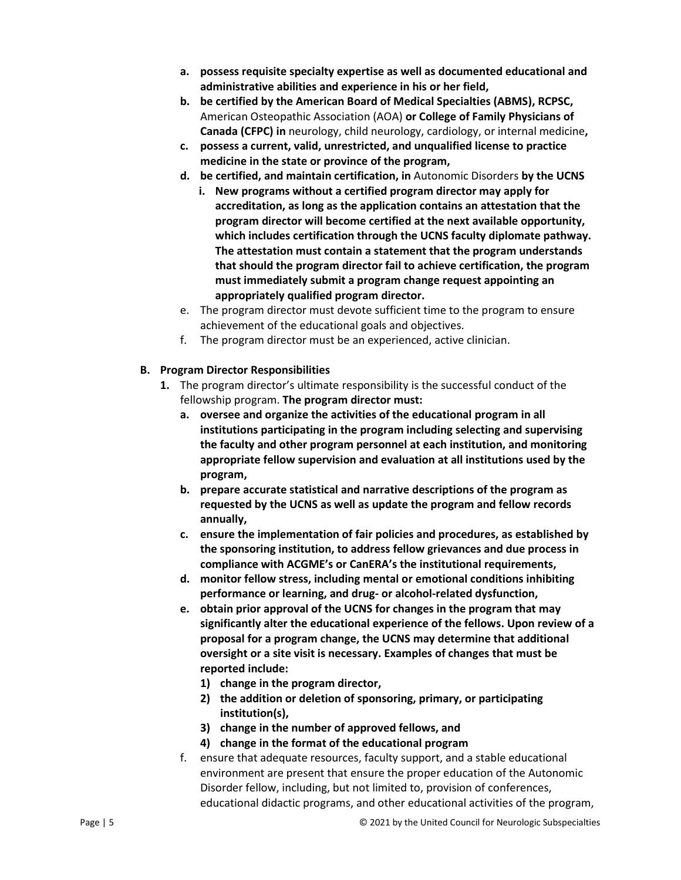a. **possess requisite specialty expertise as well as documented educational and administrative abilities and experience in his or her field,**
   b. **be certified by the American Board of Medical Specialties (ABMS), RCPSC,** American Osteopathic Association (AOA) **or College of Family Physicians of Canada (CFPC) in** neurology, child neurology, cardiology, or internal medicine**,**
   c. **possess a current, valid, unrestricted, and unqualified license to practice medicine in the state or province of the program,**
   d. **be certified, and maintain certification, in** Autonomic Disorders **by the UCNS**
      i. **New programs without a certified program director may apply for accreditation, as long as the application contains an attestation that the program director will become certified at the next available opportunity, which includes certification through the UCNS faculty diplomate pathway. The attestation must contain a statement that the program understands that should the program director fail to achieve certification, the program must immediately submit a program change request appointing an appropriately qualified program director.**
   e. The program director must devote sufficient time to the program to ensure achievement of the educational goals and objectives.
   f. The program director must be an experienced, active clinician.

**B. Program Director Responsibilities**

1. The program director's ultimate responsibility is the successful conduct of the fellowship program. **The program director must:**
   a. **oversee and organize the activities of the educational program in all institutions participating in the program including selecting and supervising the faculty and other program personnel at each institution, and monitoring appropriate fellow supervision and evaluation at all institutions used by the program,**
   b. **prepare accurate statistical and narrative descriptions of the program as requested by the UCNS as well as update the program and fellow records annually,**
   c. **ensure the implementation of fair policies and procedures, as established by the sponsoring institution, to address fellow grievances and due process in compliance with ACGME's or CanERA's the institutional requirements,**
   d. **monitor fellow stress, including mental or emotional conditions inhibiting performance or learning, and drug- or alcohol-related dysfunction,**
   e. **obtain prior approval of the UCNS for changes in the program that may significantly alter the educational experience of the fellows. Upon review of a proposal for a program change, the UCNS may determine that additional oversight or a site visit is necessary. Examples of changes that must be reported include:**
      1) **change in the program director,**
      2) **the addition or deletion of sponsoring, primary, or participating institution(s),**
      3) **change in the number of approved fellows, and**
      4) **change in the format of the educational program**
   f. ensure that adequate resources, faculty support, and a stable educational environment are present that ensure the proper education of the Autonomic Disorder fellow, including, but not limited to, provision of conferences, educational didactic programs, and other educational activities of the program,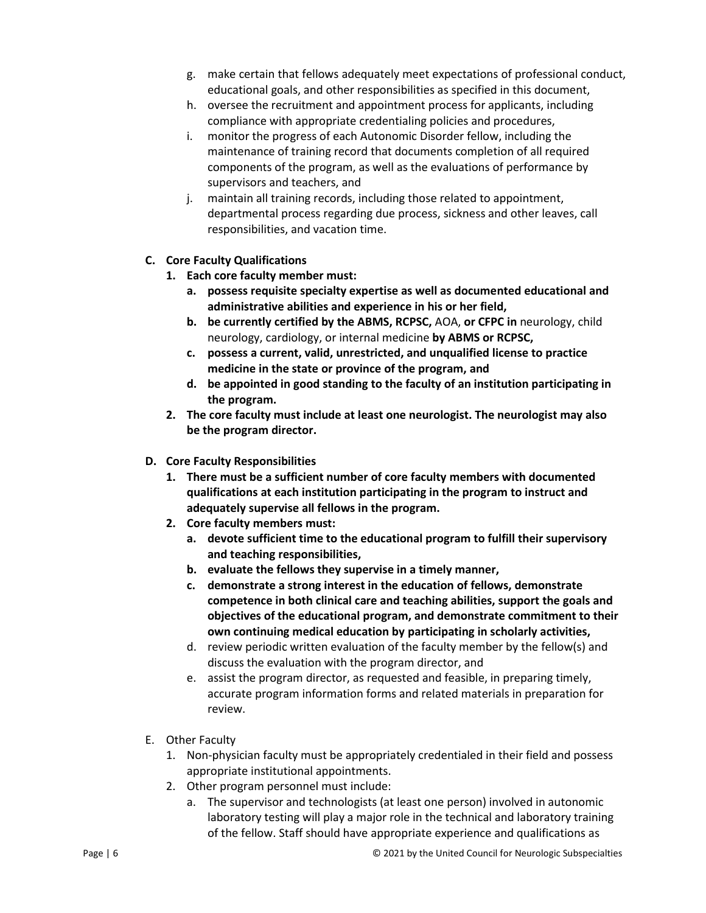g. make certain that fellows adequately meet expectations of professional conduct, educational goals, and other responsibilities as specified in this document,
h. oversee the recruitment and appointment process for applicants, including compliance with appropriate credentialing policies and procedures,
i. monitor the progress of each Autonomic Disorder fellow, including the maintenance of training record that documents completion of all required components of the program, as well as the evaluations of performance by supervisors and teachers, and
j. maintain all training records, including those related to appointment, departmental process regarding due process, sickness and other leaves, call responsibilities, and vacation time.

**C. Core Faculty Qualifications**

1. **Each core faculty member must:**
   a. **possess requisite specialty expertise as well as documented educational and administrative abilities and experience in his or her field,**
   b. **be currently certified by the ABMS, RCPSC,** AOA, **or CFPC in** neurology, child neurology, cardiology, or internal medicine **by ABMS or RCPSC,**
   c. **possess a current, valid, unrestricted, and unqualified license to practice medicine in the state or province of the program, and**
   d. **be appointed in good standing to the faculty of an institution participating in the program.**
2. **The core faculty must include at least one neurologist. The neurologist may also be the program director.**

**D. Core Faculty Responsibilities**

1. **There must be a sufficient number of core faculty members with documented qualifications at each institution participating in the program to instruct and adequately supervise all fellows in the program.**
2. **Core faculty members must:**
   a. **devote sufficient time to the educational program to fulfill their supervisory and teaching responsibilities,**
   b. **evaluate the fellows they supervise in a timely manner,**
   c. **demonstrate a strong interest in the education of fellows, demonstrate competence in both clinical care and teaching abilities, support the goals and objectives of the educational program, and demonstrate commitment to their own continuing medical education by participating in scholarly activities,**
   d. review periodic written evaluation of the faculty member by the fellow(s) and discuss the evaluation with the program director, and
   e. assist the program director, as requested and feasible, in preparing timely, accurate program information forms and related materials in preparation for review.

E. Other Faculty

1. Non-physician faculty must be appropriately credentialed in their field and possess appropriate institutional appointments.
2. Other program personnel must include:
   a. The supervisor and technologists (at least one person) involved in autonomic laboratory testing will play a major role in the technical and laboratory training of the fellow. Staff should have appropriate experience and qualifications as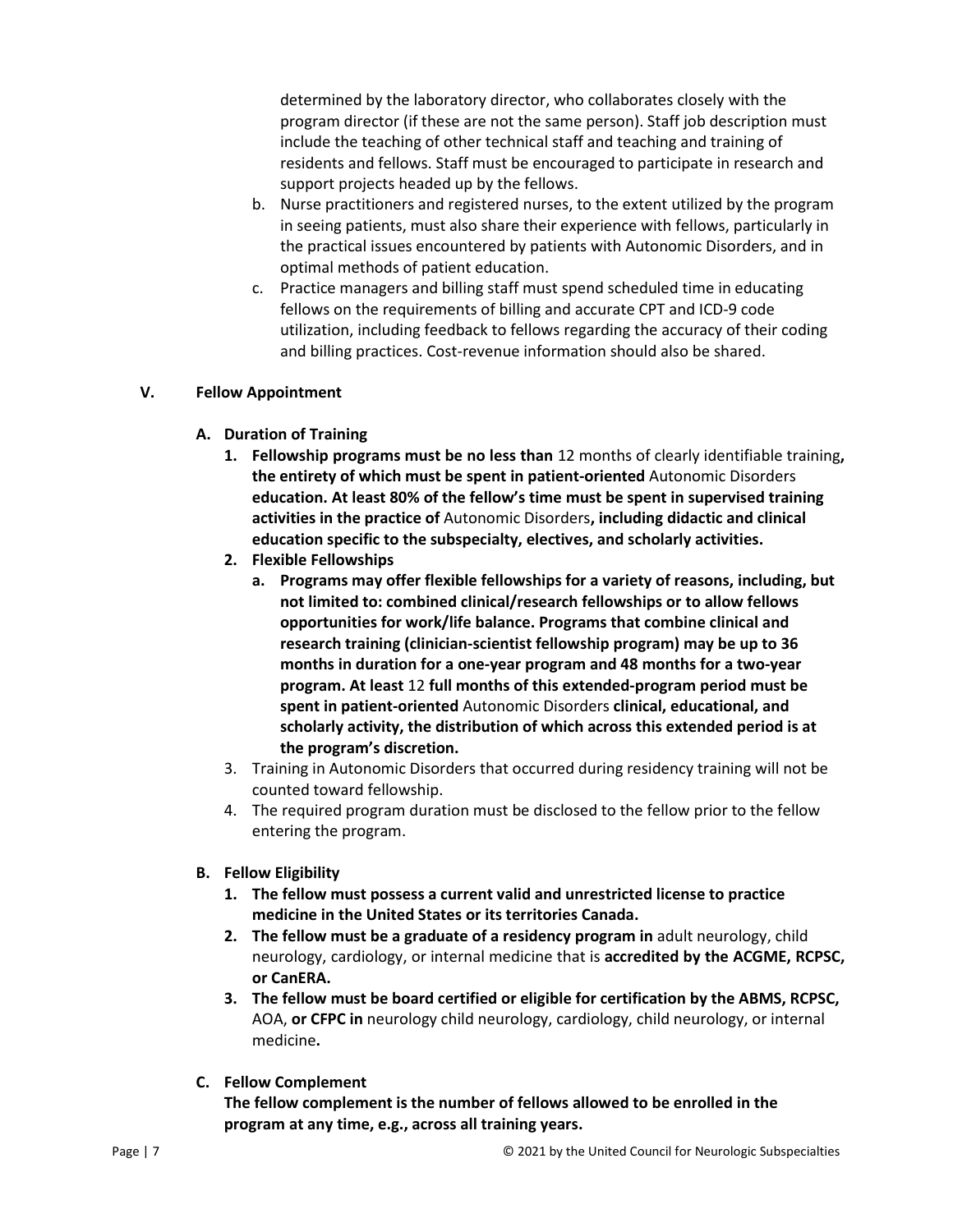determined by the laboratory director, who collaborates closely with the program director (if these are not the same person). Staff job description must include the teaching of other technical staff and teaching and training of residents and fellows. Staff must be encouraged to participate in research and support projects headed up by the fellows.

b. Nurse practitioners and registered nurses, to the extent utilized by the program in seeing patients, must also share their experience with fellows, particularly in the practical issues encountered by patients with Autonomic Disorders, and in optimal methods of patient education.

c. Practice managers and billing staff must spend scheduled time in educating fellows on the requirements of billing and accurate CPT and ICD-9 code utilization, including feedback to fellows regarding the accuracy of their coding and billing practices. Cost-revenue information should also be shared.

## V. Fellow Appointment

### A. Duration of Training

1. **Fellowship programs must be no less than** 12 months of clearly identifiable training**, the entirety of which must be spent in patient-oriented** Autonomic Disorders **education. At least 80% of the fellow's time must be spent in supervised training activities in the practice of** Autonomic Disorders**, including didactic and clinical education specific to the subspecialty, electives, and scholarly activities.**
2. **Flexible Fellowships**
   a. **Programs may offer flexible fellowships for a variety of reasons, including, but not limited to: combined clinical/research fellowships or to allow fellows opportunities for work/life balance. Programs that combine clinical and research training (clinician-scientist fellowship program) may be up to 36 months in duration for a one-year program and 48 months for a two-year program. At least** 12 **full months of this extended-program period must be spent in patient-oriented** Autonomic Disorders **clinical, educational, and scholarly activity, the distribution of which across this extended period is at the program's discretion.**
3. Training in Autonomic Disorders that occurred during residency training will not be counted toward fellowship.
4. The required program duration must be disclosed to the fellow prior to the fellow entering the program.

### B. Fellow Eligibility

1. **The fellow must possess a current valid and unrestricted license to practice medicine in the United States or its territories Canada.**
2. **The fellow must be a graduate of a residency program in** adult neurology, child neurology, cardiology, or internal medicine that is **accredited by the ACGME, RCPSC, or CanERA.**
3. **The fellow must be board certified or eligible for certification by the ABMS, RCPSC,** AOA, **or CFPC in** neurology child neurology, cardiology, child neurology, or internal medicine**.**

### C. Fellow Complement

**The fellow complement is the number of fellows allowed to be enrolled in the program at any time, e.g., across all training years.**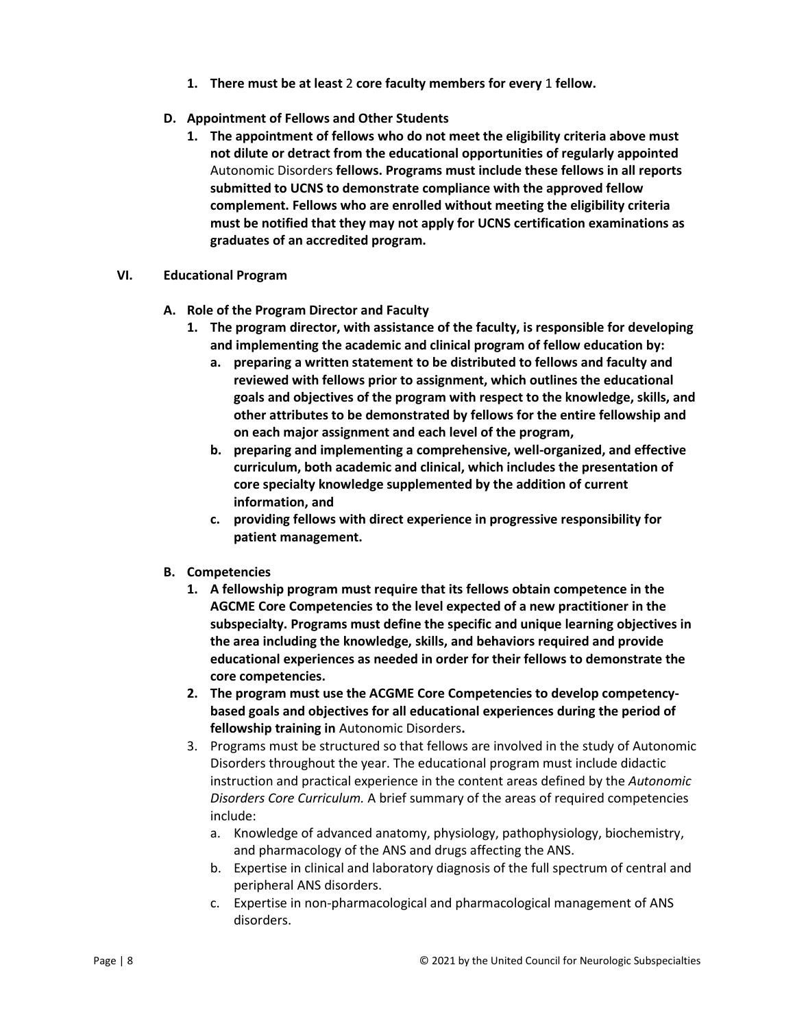1. **There must be at least** 2 **core faculty members for every** 1 **fellow.**

**D. Appointment of Fellows and Other Students**

1. **The appointment of fellows who do not meet the eligibility criteria above must not dilute or detract from the educational opportunities of regularly appointed** Autonomic Disorders **fellows. Programs must include these fellows in all reports submitted to UCNS to demonstrate compliance with the approved fellow complement. Fellows who are enrolled without meeting the eligibility criteria must be notified that they may not apply for UCNS certification examinations as graduates of an accredited program.**

## VI. Educational Program

**A. Role of the Program Director and Faculty**

1. **The program director, with assistance of the faculty, is responsible for developing and implementing the academic and clinical program of fellow education by:**
   a. **preparing a written statement to be distributed to fellows and faculty and reviewed with fellows prior to assignment, which outlines the educational goals and objectives of the program with respect to the knowledge, skills, and other attributes to be demonstrated by fellows for the entire fellowship and on each major assignment and each level of the program,**
   b. **preparing and implementing a comprehensive, well-organized, and effective curriculum, both academic and clinical, which includes the presentation of core specialty knowledge supplemented by the addition of current information, and**
   c. **providing fellows with direct experience in progressive responsibility for patient management.**

**B. Competencies**

1. **A fellowship program must require that its fellows obtain competence in the AGCME Core Competencies to the level expected of a new practitioner in the subspecialty. Programs must define the specific and unique learning objectives in the area including the knowledge, skills, and behaviors required and provide educational experiences as needed in order for their fellows to demonstrate the core competencies.**
2. **The program must use the ACGME Core Competencies to develop competency-based goals and objectives for all educational experiences during the period of fellowship training in** Autonomic Disorders**.**
3. Programs must be structured so that fellows are involved in the study of Autonomic Disorders throughout the year. The educational program must include didactic instruction and practical experience in the content areas defined by the *Autonomic Disorders Core Curriculum.* A brief summary of the areas of required competencies include:
   a. Knowledge of advanced anatomy, physiology, pathophysiology, biochemistry, and pharmacology of the ANS and drugs affecting the ANS.
   b. Expertise in clinical and laboratory diagnosis of the full spectrum of central and peripheral ANS disorders.
   c. Expertise in non-pharmacological and pharmacological management of ANS disorders.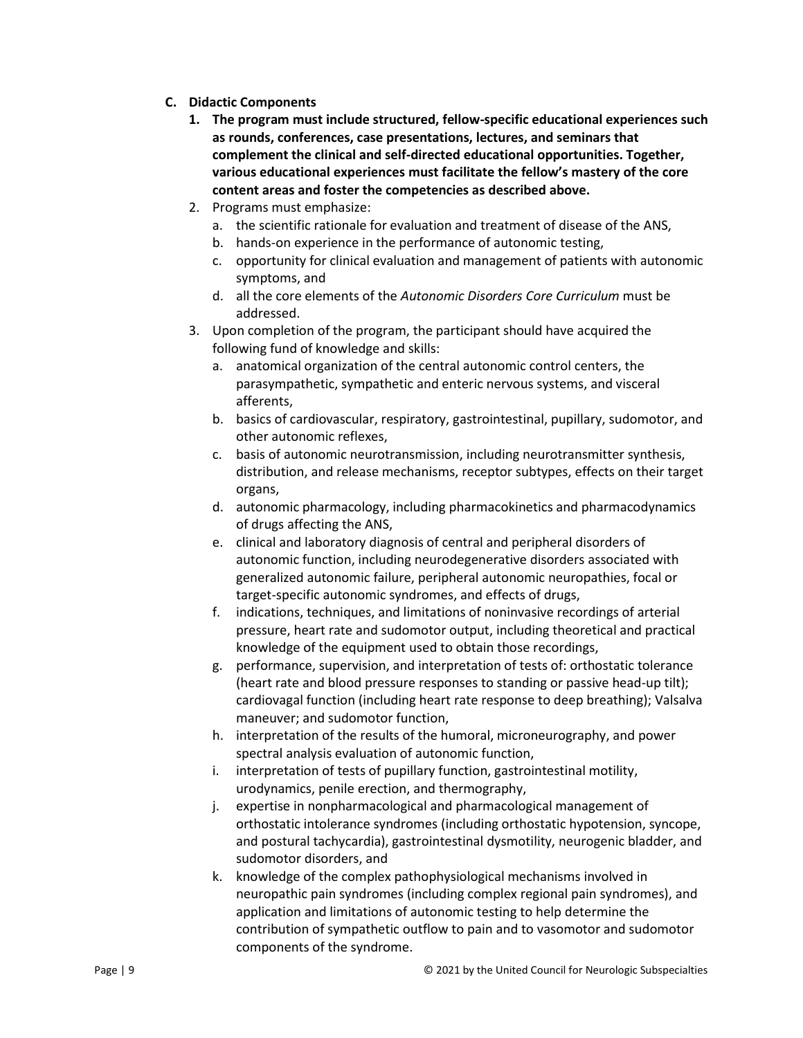**C. Didactic Components**

1. **The program must include structured, fellow-specific educational experiences such as rounds, conferences, case presentations, lectures, and seminars that complement the clinical and self-directed educational opportunities. Together, various educational experiences must facilitate the fellow's mastery of the core content areas and foster the competencies as described above.**
2. Programs must emphasize:
   a. the scientific rationale for evaluation and treatment of disease of the ANS,
   b. hands-on experience in the performance of autonomic testing,
   c. opportunity for clinical evaluation and management of patients with autonomic symptoms, and
   d. all the core elements of the *Autonomic Disorders Core Curriculum* must be addressed.
3. Upon completion of the program, the participant should have acquired the following fund of knowledge and skills:
   a. anatomical organization of the central autonomic control centers, the parasympathetic, sympathetic and enteric nervous systems, and visceral afferents,
   b. basics of cardiovascular, respiratory, gastrointestinal, pupillary, sudomotor, and other autonomic reflexes,
   c. basis of autonomic neurotransmission, including neurotransmitter synthesis, distribution, and release mechanisms, receptor subtypes, effects on their target organs,
   d. autonomic pharmacology, including pharmacokinetics and pharmacodynamics of drugs affecting the ANS,
   e. clinical and laboratory diagnosis of central and peripheral disorders of autonomic function, including neurodegenerative disorders associated with generalized autonomic failure, peripheral autonomic neuropathies, focal or target-specific autonomic syndromes, and effects of drugs,
   f. indications, techniques, and limitations of noninvasive recordings of arterial pressure, heart rate and sudomotor output, including theoretical and practical knowledge of the equipment used to obtain those recordings,
   g. performance, supervision, and interpretation of tests of: orthostatic tolerance (heart rate and blood pressure responses to standing or passive head-up tilt); cardiovagal function (including heart rate response to deep breathing); Valsalva maneuver; and sudomotor function,
   h. interpretation of the results of the humoral, microneurography, and power spectral analysis evaluation of autonomic function,
   i. interpretation of tests of pupillary function, gastrointestinal motility, urodynamics, penile erection, and thermography,
   j. expertise in nonpharmacological and pharmacological management of orthostatic intolerance syndromes (including orthostatic hypotension, syncope, and postural tachycardia), gastrointestinal dysmotility, neurogenic bladder, and sudomotor disorders, and
   k. knowledge of the complex pathophysiological mechanisms involved in neuropathic pain syndromes (including complex regional pain syndromes), and application and limitations of autonomic testing to help determine the contribution of sympathetic outflow to pain and to vasomotor and sudomotor components of the syndrome.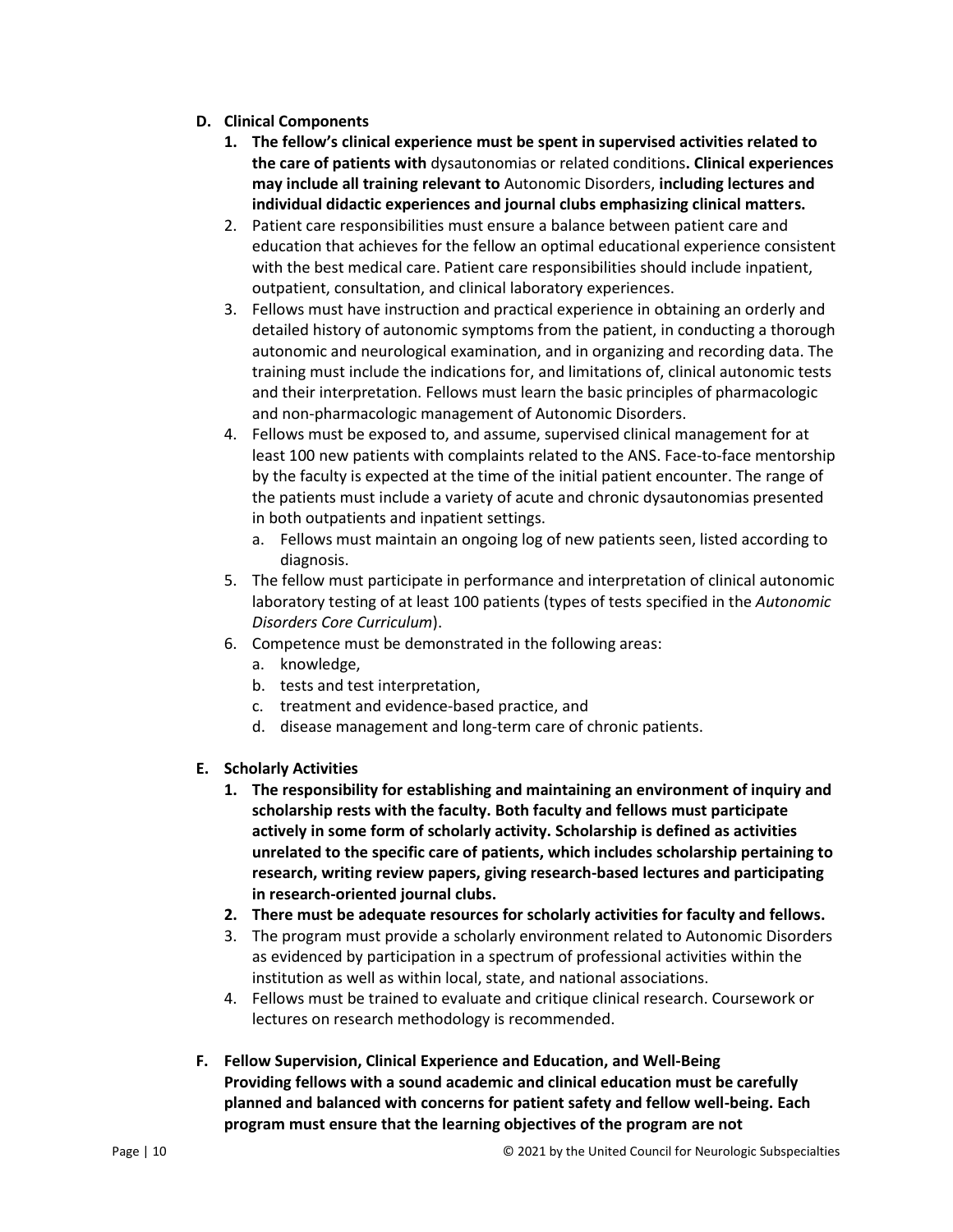## D. Clinical Components

1. **The fellow's clinical experience must be spent in supervised activities related to the care of patients with** dysautonomias or related conditions**. Clinical experiences may include all training relevant to** Autonomic Disorders, **including lectures and individual didactic experiences and journal clubs emphasizing clinical matters.**
2. Patient care responsibilities must ensure a balance between patient care and education that achieves for the fellow an optimal educational experience consistent with the best medical care. Patient care responsibilities should include inpatient, outpatient, consultation, and clinical laboratory experiences.
3. Fellows must have instruction and practical experience in obtaining an orderly and detailed history of autonomic symptoms from the patient, in conducting a thorough autonomic and neurological examination, and in organizing and recording data. The training must include the indications for, and limitations of, clinical autonomic tests and their interpretation. Fellows must learn the basic principles of pharmacologic and non-pharmacologic management of Autonomic Disorders.
4. Fellows must be exposed to, and assume, supervised clinical management for at least 100 new patients with complaints related to the ANS. Face-to-face mentorship by the faculty is expected at the time of the initial patient encounter. The range of the patients must include a variety of acute and chronic dysautonomias presented in both outpatients and inpatient settings.
   a. Fellows must maintain an ongoing log of new patients seen, listed according to diagnosis.
5. The fellow must participate in performance and interpretation of clinical autonomic laboratory testing of at least 100 patients (types of tests specified in the *Autonomic Disorders Core Curriculum*).
6. Competence must be demonstrated in the following areas:
   a. knowledge,
   b. tests and test interpretation,
   c. treatment and evidence-based practice, and
   d. disease management and long-term care of chronic patients.

## E. Scholarly Activities

1. **The responsibility for establishing and maintaining an environment of inquiry and scholarship rests with the faculty. Both faculty and fellows must participate actively in some form of scholarly activity. Scholarship is defined as activities unrelated to the specific care of patients, which includes scholarship pertaining to research, writing review papers, giving research-based lectures and participating in research-oriented journal clubs.**
2. **There must be adequate resources for scholarly activities for faculty and fellows.**
3. The program must provide a scholarly environment related to Autonomic Disorders as evidenced by participation in a spectrum of professional activities within the institution as well as within local, state, and national associations.
4. Fellows must be trained to evaluate and critique clinical research. Coursework or lectures on research methodology is recommended.

## F. Fellow Supervision, Clinical Experience and Education, and Well-Being

**Providing fellows with a sound academic and clinical education must be carefully planned and balanced with concerns for patient safety and fellow well-being. Each program must ensure that the learning objectives of the program are not**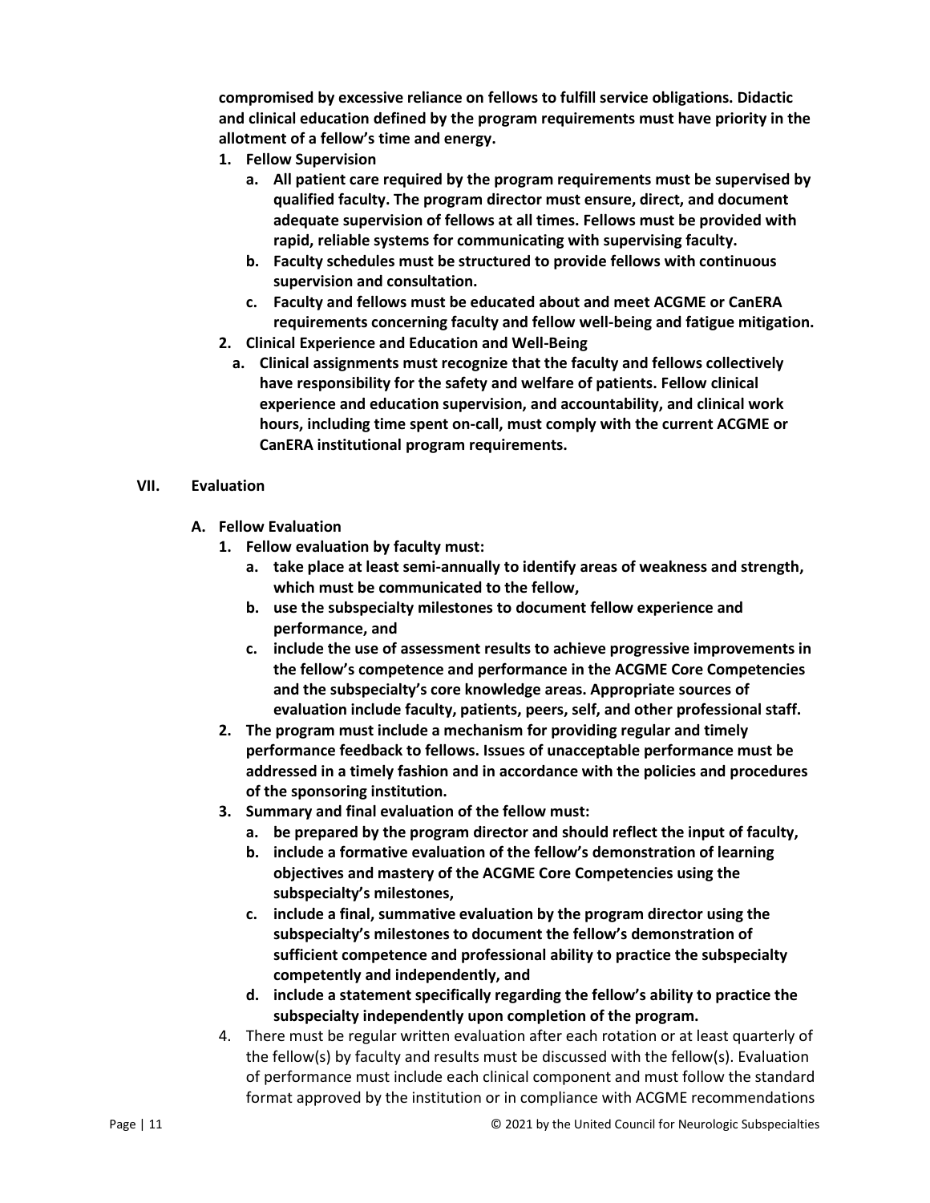**compromised by excessive reliance on fellows to fulfill service obligations. Didactic and clinical education defined by the program requirements must have priority in the allotment of a fellow's time and energy.**

1. **Fellow Supervision**
   a. **All patient care required by the program requirements must be supervised by qualified faculty. The program director must ensure, direct, and document adequate supervision of fellows at all times. Fellows must be provided with rapid, reliable systems for communicating with supervising faculty.**
   b. **Faculty schedules must be structured to provide fellows with continuous supervision and consultation.**
   c. **Faculty and fellows must be educated about and meet ACGME or CanERA requirements concerning faculty and fellow well-being and fatigue mitigation.**
2. **Clinical Experience and Education and Well-Being**
   a. **Clinical assignments must recognize that the faculty and fellows collectively have responsibility for the safety and welfare of patients. Fellow clinical experience and education supervision, and accountability, and clinical work hours, including time spent on-call, must comply with the current ACGME or CanERA institutional program requirements.**

## VII. Evaluation

### A. Fellow Evaluation

1. **Fellow evaluation by faculty must:**
   a. **take place at least semi-annually to identify areas of weakness and strength, which must be communicated to the fellow,**
   b. **use the subspecialty milestones to document fellow experience and performance, and**
   c. **include the use of assessment results to achieve progressive improvements in the fellow's competence and performance in the ACGME Core Competencies and the subspecialty's core knowledge areas. Appropriate sources of evaluation include faculty, patients, peers, self, and other professional staff.**
2. **The program must include a mechanism for providing regular and timely performance feedback to fellows. Issues of unacceptable performance must be addressed in a timely fashion and in accordance with the policies and procedures of the sponsoring institution.**
3. **Summary and final evaluation of the fellow must:**
   a. **be prepared by the program director and should reflect the input of faculty,**
   b. **include a formative evaluation of the fellow's demonstration of learning objectives and mastery of the ACGME Core Competencies using the subspecialty's milestones,**
   c. **include a final, summative evaluation by the program director using the subspecialty's milestones to document the fellow's demonstration of sufficient competence and professional ability to practice the subspecialty competently and independently, and**
   d. **include a statement specifically regarding the fellow's ability to practice the subspecialty independently upon completion of the program.**
4. There must be regular written evaluation after each rotation or at least quarterly of the fellow(s) by faculty and results must be discussed with the fellow(s). Evaluation of performance must include each clinical component and must follow the standard format approved by the institution or in compliance with ACGME recommendations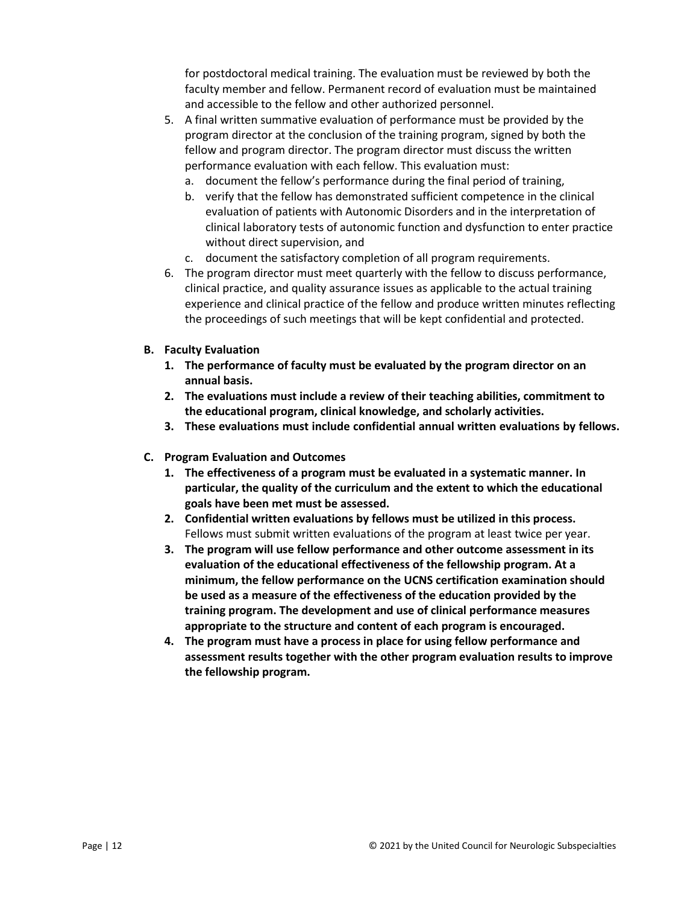for postdoctoral medical training. The evaluation must be reviewed by both the faculty member and fellow. Permanent record of evaluation must be maintained and accessible to the fellow and other authorized personnel.

5. A final written summative evaluation of performance must be provided by the program director at the conclusion of the training program, signed by both the fellow and program director. The program director must discuss the written performance evaluation with each fellow. This evaluation must:
   a. document the fellow's performance during the final period of training,
   b. verify that the fellow has demonstrated sufficient competence in the clinical evaluation of patients with Autonomic Disorders and in the interpretation of clinical laboratory tests of autonomic function and dysfunction to enter practice without direct supervision, and
   c. document the satisfactory completion of all program requirements.
6. The program director must meet quarterly with the fellow to discuss performance, clinical practice, and quality assurance issues as applicable to the actual training experience and clinical practice of the fellow and produce written minutes reflecting the proceedings of such meetings that will be kept confidential and protected.

**B. Faculty Evaluation**

1. **The performance of faculty must be evaluated by the program director on an annual basis.**
2. **The evaluations must include a review of their teaching abilities, commitment to the educational program, clinical knowledge, and scholarly activities.**
3. **These evaluations must include confidential annual written evaluations by fellows.**

**C. Program Evaluation and Outcomes**

1. **The effectiveness of a program must be evaluated in a systematic manner. In particular, the quality of the curriculum and the extent to which the educational goals have been met must be assessed.**
2. **Confidential written evaluations by fellows must be utilized in this process.** Fellows must submit written evaluations of the program at least twice per year.
3. **The program will use fellow performance and other outcome assessment in its evaluation of the educational effectiveness of the fellowship program. At a minimum, the fellow performance on the UCNS certification examination should be used as a measure of the effectiveness of the education provided by the training program. The development and use of clinical performance measures appropriate to the structure and content of each program is encouraged.**
4. **The program must have a process in place for using fellow performance and assessment results together with the other program evaluation results to improve the fellowship program.**